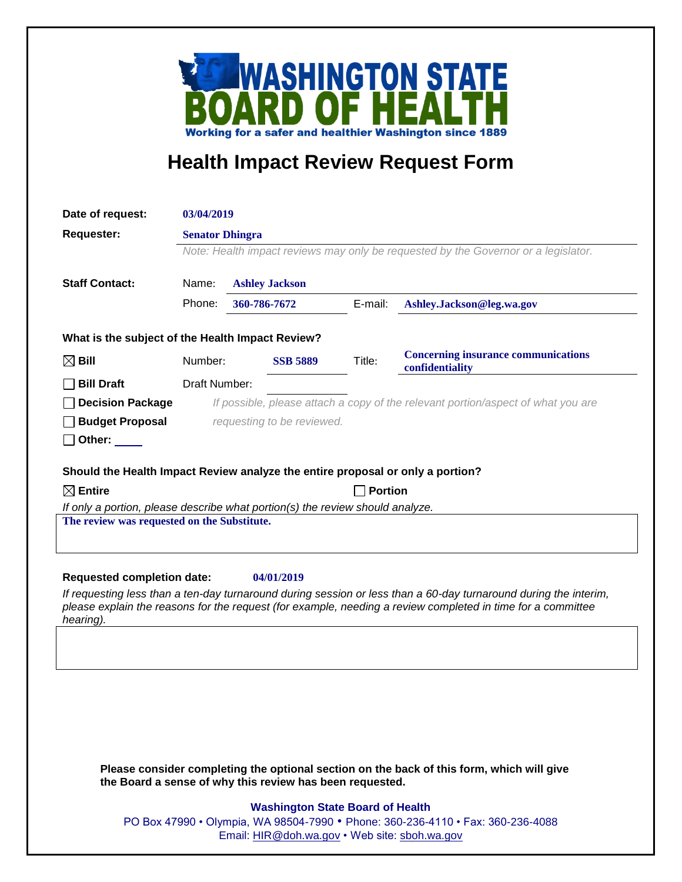# WASHINGTON STATE BOARD OF HEALTH

Working for a safer and healthier Washington since 1889

## Health Impact Review Request Form

**Date of request:** 03/04/2019

**Requester:** Senator Dhingra

*Note: Health impact reviews may only be requested by the Governor or a legislator.*

**Staff Contact:**

Name: Ashley Jackson

Phone: 360-786-7672 E-mail: Ashley.Jackson@leg.wa.gov

**What is the subject of the Health Impact Review?**

☒ **Bill** Number: **SSB 5889** Title: **Concerning insurance communications confidentiality**

☐ **Bill Draft** Draft Number:

☐ **Decision Package** *If possible, please attach a copy of the relevant portion/aspect of what you are requesting to be reviewed.*

☐ **Budget Proposal**

☐ **Other:** ____

**Should the Health Impact Review analyze the entire proposal or only a portion?**

☒ **Entire** ☐ **Portion**

*If only a portion, please describe what portion(s) the review should analyze.*

**The review was requested on the Substitute.**

**Requested completion date:** 04/01/2019

*If requesting less than a ten-day turnaround during session or less than a 60-day turnaround during the interim, please explain the reasons for the request (for example, needing a review completed in time for a committee hearing).*

**Please consider completing the optional section on the back of this form, which will give the Board a sense of why this review has been requested.**

**Washington State Board of Health**

PO Box 47990 • Olympia, WA 98504-7990 • Phone: 360-236-4110 • Fax: 360-236-4088

Email: HIR@doh.wa.gov • Web site: sboh.wa.gov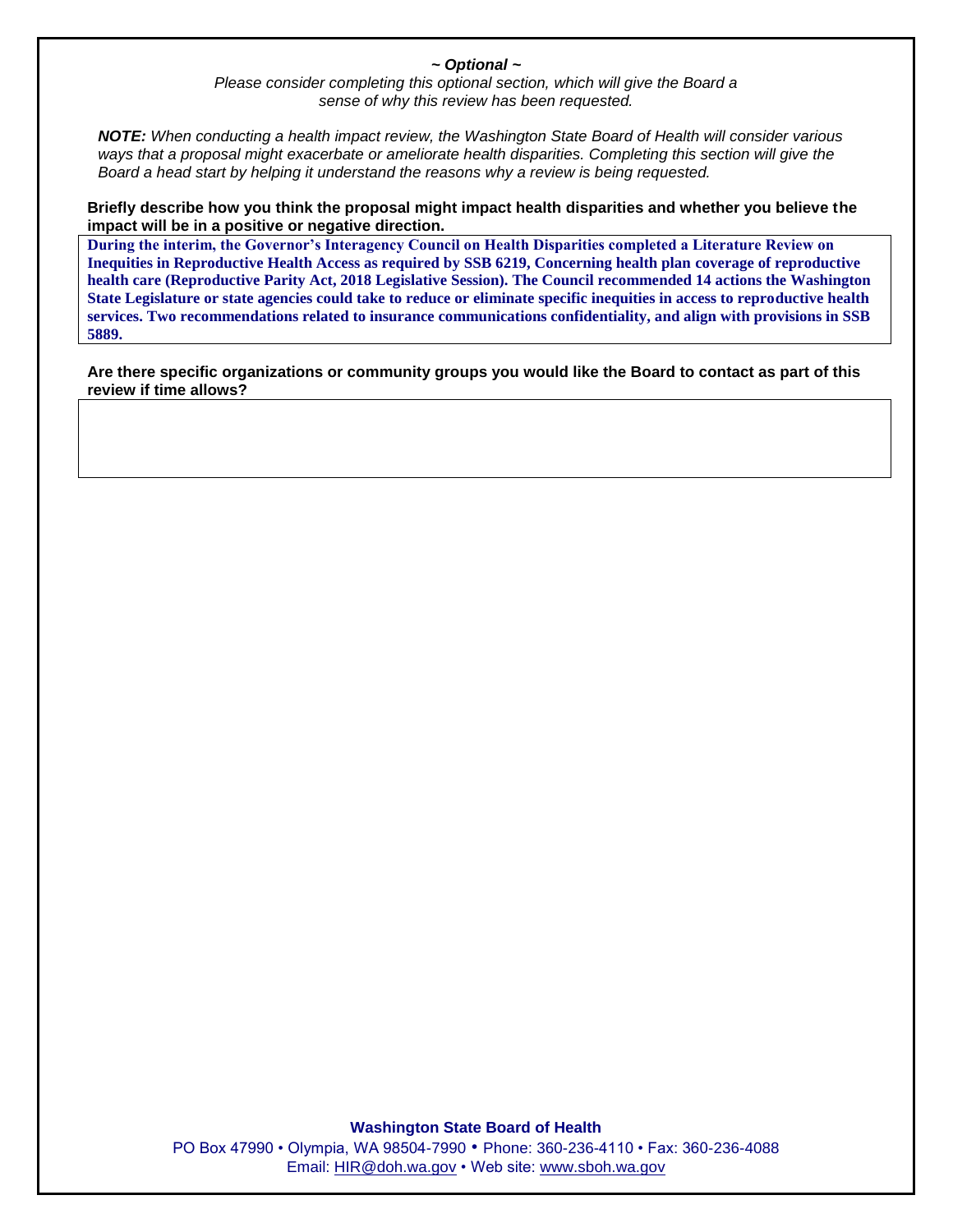***~ Optional ~***

*Please consider completing this optional section, which will give the Board a sense of why this review has been requested.*

***NOTE:*** *When conducting a health impact review, the Washington State Board of Health will consider various ways that a proposal might exacerbate or ameliorate health disparities. Completing this section will give the Board a head start by helping it understand the reasons why a review is being requested.*

**Briefly describe how you think the proposal might impact health disparities and whether you believe the impact will be in a positive or negative direction.**

**During the interim, the Governor's Interagency Council on Health Disparities completed a Literature Review on Inequities in Reproductive Health Access as required by SSB 6219, Concerning health plan coverage of reproductive health care (Reproductive Parity Act, 2018 Legislative Session). The Council recommended 14 actions the Washington State Legislature or state agencies could take to reduce or eliminate specific inequities in access to reproductive health services. Two recommendations related to insurance communications confidentiality, and align with provisions in SSB 5889.**

**Are there specific organizations or community groups you would like the Board to contact as part of this review if time allows?**

**Washington State Board of Health**

PO Box 47990 • Olympia, WA 98504-7990 • Phone: 360-236-4110 • Fax: 360-236-4088
Email: HIR@doh.wa.gov • Web site: www.sboh.wa.gov